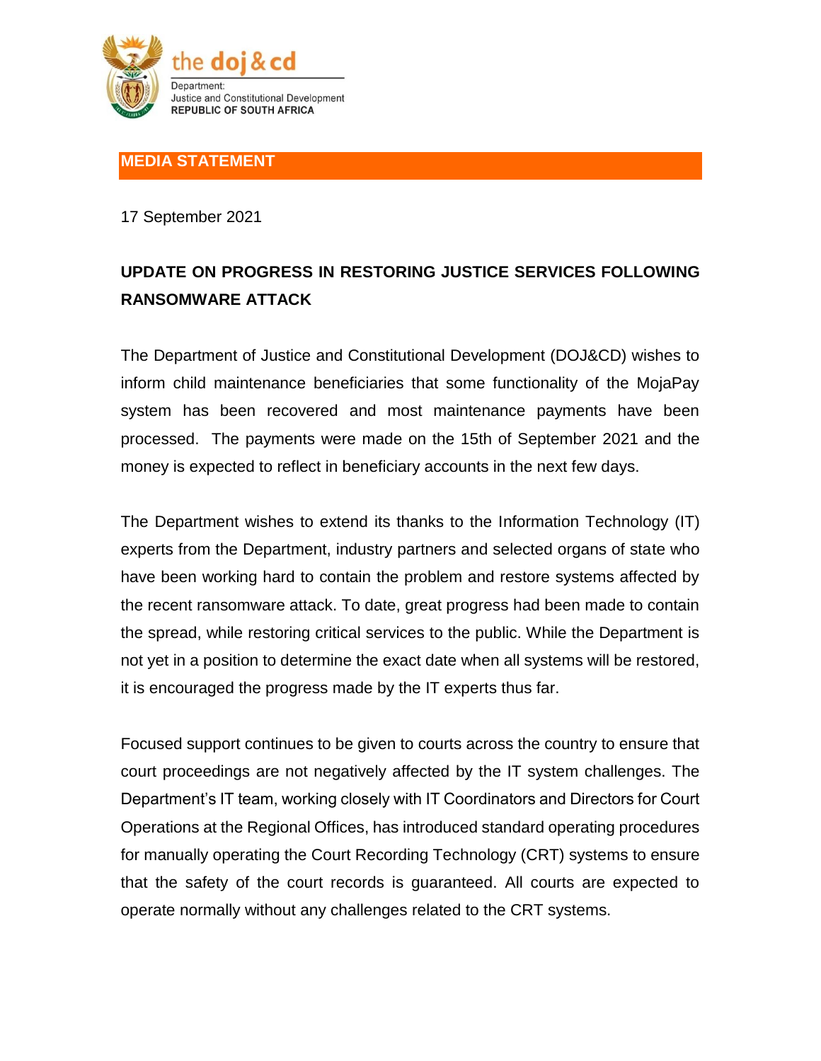the doj & cd

Department:
Justice and Constitutional Development
REPUBLIC OF SOUTH AFRICA

**MEDIA STATEMENT**

17 September 2021

## UPDATE ON PROGRESS IN RESTORING JUSTICE SERVICES FOLLOWING RANSOMWARE ATTACK

The Department of Justice and Constitutional Development (DOJ&CD) wishes to inform child maintenance beneficiaries that some functionality of the MojaPay system has been recovered and most maintenance payments have been processed. The payments were made on the 15th of September 2021 and the money is expected to reflect in beneficiary accounts in the next few days.

The Department wishes to extend its thanks to the Information Technology (IT) experts from the Department, industry partners and selected organs of state who have been working hard to contain the problem and restore systems affected by the recent ransomware attack. To date, great progress had been made to contain the spread, while restoring critical services to the public. While the Department is not yet in a position to determine the exact date when all systems will be restored, it is encouraged the progress made by the IT experts thus far.

Focused support continues to be given to courts across the country to ensure that court proceedings are not negatively affected by the IT system challenges. The Department's IT team, working closely with IT Coordinators and Directors for Court Operations at the Regional Offices, has introduced standard operating procedures for manually operating the Court Recording Technology (CRT) systems to ensure that the safety of the court records is guaranteed. All courts are expected to operate normally without any challenges related to the CRT systems.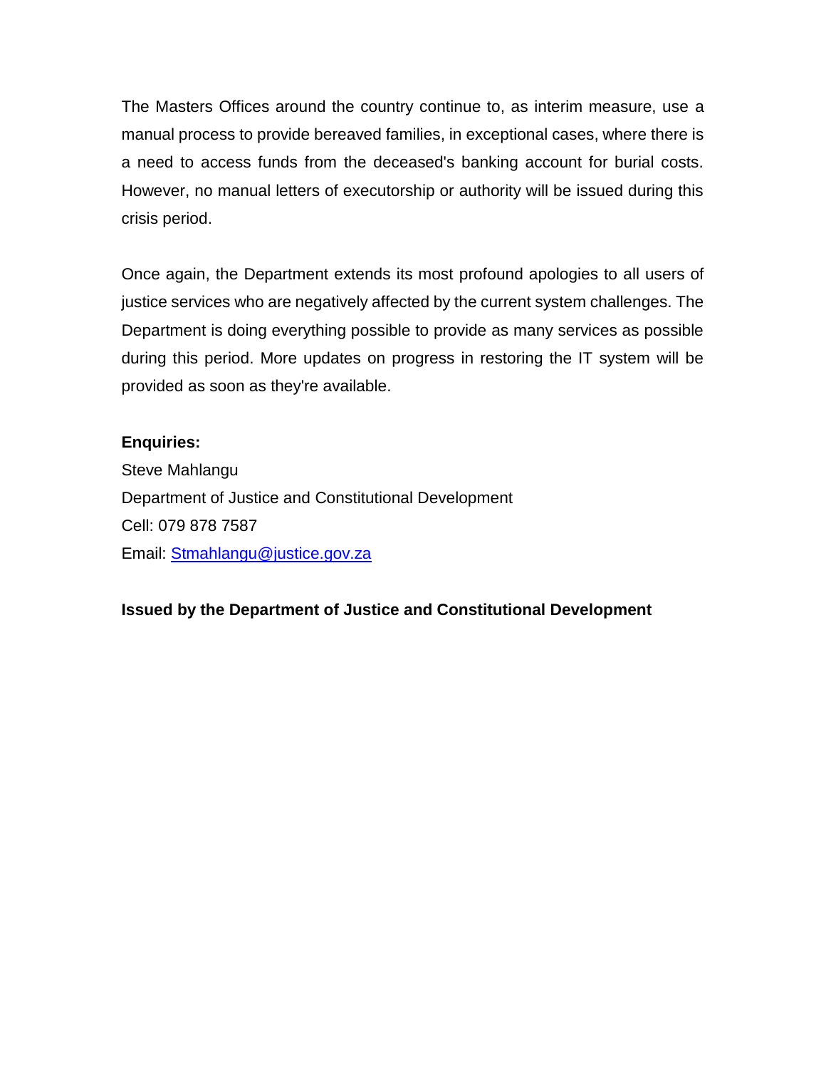The Masters Offices around the country continue to, as interim measure, use a manual process to provide bereaved families, in exceptional cases, where there is a need to access funds from the deceased's banking account for burial costs. However, no manual letters of executorship or authority will be issued during this crisis period.

Once again, the Department extends its most profound apologies to all users of justice services who are negatively affected by the current system challenges. The Department is doing everything possible to provide as many services as possible during this period. More updates on progress in restoring the IT system will be provided as soon as they're available.

**Enquiries:**
Steve Mahlangu
Department of Justice and Constitutional Development
Cell: 079 878 7587
Email: Stmahlangu@justice.gov.za

**Issued by the Department of Justice and Constitutional Development**